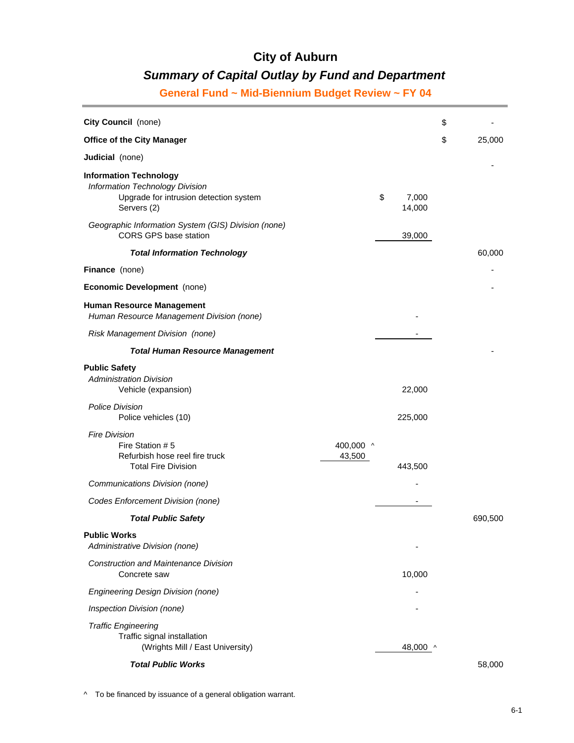# City of Auburn

## *Summary of Capital Outlay by Fund and Department*

### General Fund ~ Mid-Biennium Budget Review ~ FY 04

| | | | |
|---|---|---|---|
| **City Council** (none) | | | $ - |
| **Office of the City Manager** | | | $ 25,000 |
| **Judicial** (none) | | | - |
| **Information Technology** | | | |
| *Information Technology Division* | | | |
| Upgrade for intrusion detection system | | $ 7,000 | |
| Servers (2) | | 14,000 | |
| *Geographic Information System (GIS) Division (none)* | | | |
| CORS GPS base station | | 39,000 | |
| ***Total Information Technology*** | | | 60,000 |
| **Finance** (none) | | | - |
| **Economic Development** (none) | | | - |
| **Human Resource Management** | | | |
| *Human Resource Management Division (none)* | | - | |
| *Risk Management Division (none)* | | - | |
| ***Total Human Resource Management*** | | | - |
| **Public Safety** | | | |
| *Administration Division* | | | |
| Vehicle (expansion) | | 22,000 | |
| *Police Division* | | | |
| Police vehicles (10) | | 225,000 | |
| *Fire Division* | | | |
| Fire Station # 5 | 400,000 ^ | | |
| Refurbish hose reel fire truck | 43,500 | | |
| Total Fire Division | | 443,500 | |
| *Communications Division (none)* | | - | |
| *Codes Enforcement Division (none)* | | - | |
| ***Total Public Safety*** | | | 690,500 |
| **Public Works** | | | |
| *Administrative Division (none)* | | - | |
| *Construction and Maintenance Division* | | | |
| Concrete saw | | 10,000 | |
| *Engineering Design Division (none)* | | - | |
| *Inspection Division (none)* | | - | |
| *Traffic Engineering* | | | |
| Traffic signal installation (Wrights Mill / East University) | | 48,000 ^ | |
| ***Total Public Works*** | | | 58,000 |

^ To be financed by issuance of a general obligation warrant.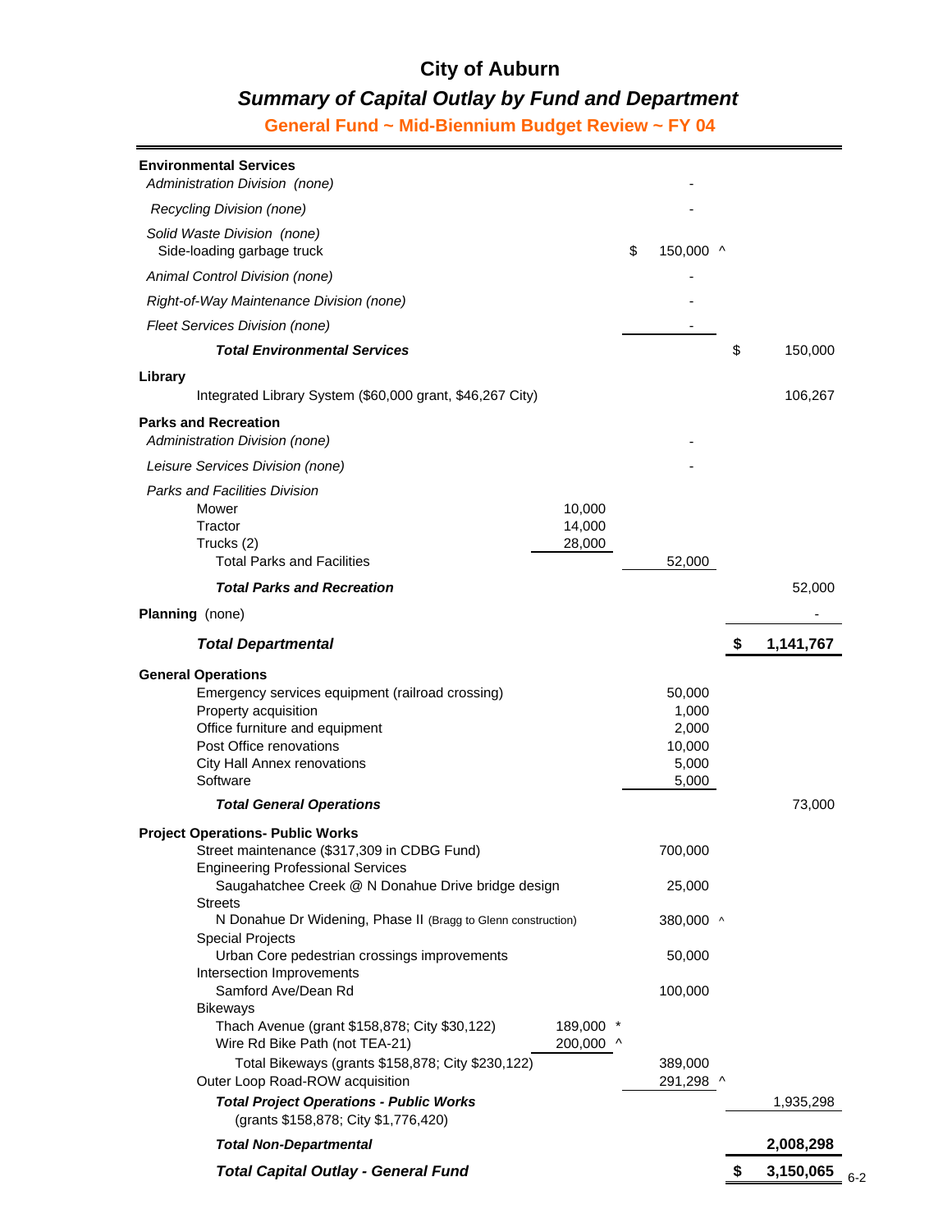# City of Auburn

## *Summary of Capital Outlay by Fund and Department*

### General Fund ~ Mid-Biennium Budget Review ~ FY 04

| Item | Detail | Subtotal | Total |
|---|---|---|---|
| **Environmental Services** | | | |
| *Administration Division (none)* | | - | |
| *Recycling Division (none)* | | - | |
| *Solid Waste Division (none)* | | | |
| Side-loading garbage truck | | $ 150,000 ^ | |
| *Animal Control Division (none)* | | - | |
| *Right-of-Way Maintenance Division (none)* | | - | |
| *Fleet Services Division (none)* | | - | |
| ***Total Environmental Services*** | | | $ 150,000 |
| **Library** | | | |
| Integrated Library System ($60,000 grant, $46,267 City) | | | 106,267 |
| **Parks and Recreation** | | | |
| *Administration Division (none)* | | - | |
| *Leisure Services Division (none)* | | - | |
| *Parks and Facilities Division* | | | |
| Mower | 10,000 | | |
| Tractor | 14,000 | | |
| Trucks (2) | 28,000 | | |
| Total Parks and Facilities | | 52,000 | |
| ***Total Parks and Recreation*** | | | 52,000 |
| **Planning** (none) | | | - |
| ***Total Departmental*** | | | **$ 1,141,767** |
| **General Operations** | | | |
| Emergency services equipment (railroad crossing) | | 50,000 | |
| Property acquisition | | 1,000 | |
| Office furniture and equipment | | 2,000 | |
| Post Office renovations | | 10,000 | |
| City Hall Annex renovations | | 5,000 | |
| Software | | 5,000 | |
| ***Total General Operations*** | | | 73,000 |
| **Project Operations- Public Works** | | | |
| Street maintenance ($317,309 in CDBG Fund) | | 700,000 | |
| Engineering Professional Services | | | |
| Saugahatchee Creek @ N Donahue Drive bridge design | | 25,000 | |
| Streets | | | |
| N Donahue Dr Widening, Phase II (Bragg to Glenn construction) | | 380,000 ^ | |
| Special Projects | | | |
| Urban Core pedestrian crossings improvements | | 50,000 | |
| Intersection Improvements | | | |
| Samford Ave/Dean Rd | | 100,000 | |
| Bikeways | | | |
| Thach Avenue (grant $158,878; City $30,122) | 189,000 * | | |
| Wire Rd Bike Path (not TEA-21) | 200,000 ^ | | |
| Total Bikeways (grants $158,878; City $230,122) | | 389,000 | |
| Outer Loop Road-ROW acquisition | | 291,298 ^ | |
| ***Total Project Operations - Public Works*** (grants $158,878; City $1,776,420) | | | 1,935,298 |
| ***Total Non-Departmental*** | | | **2,008,298** |
| ***Total Capital Outlay - General Fund*** | | | **$ 3,150,065** |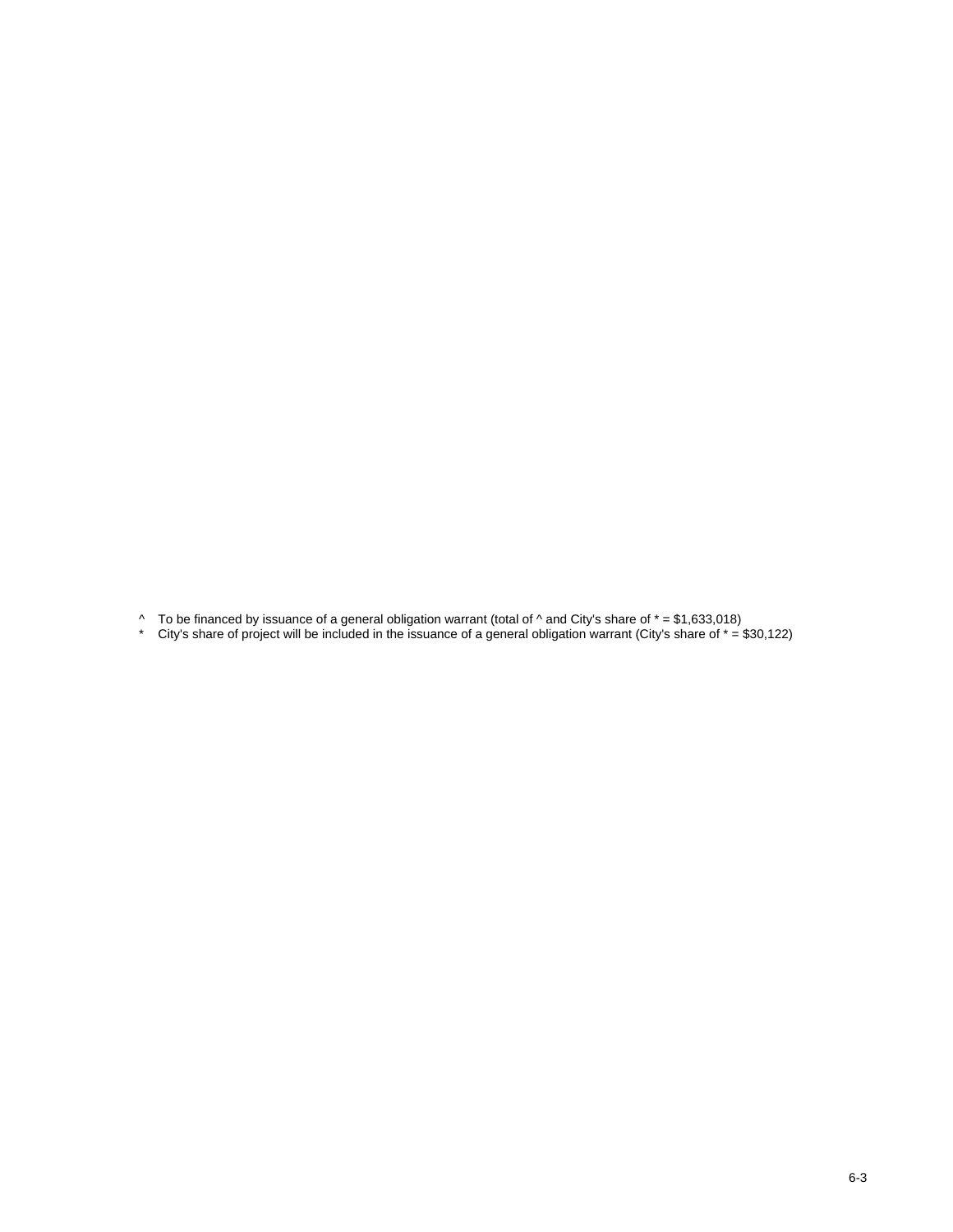^ To be financed by issuance of a general obligation warrant (total of ^ and City's share of * = $1,633,018)

* City's share of project will be included in the issuance of a general obligation warrant (City's share of * = $30,122)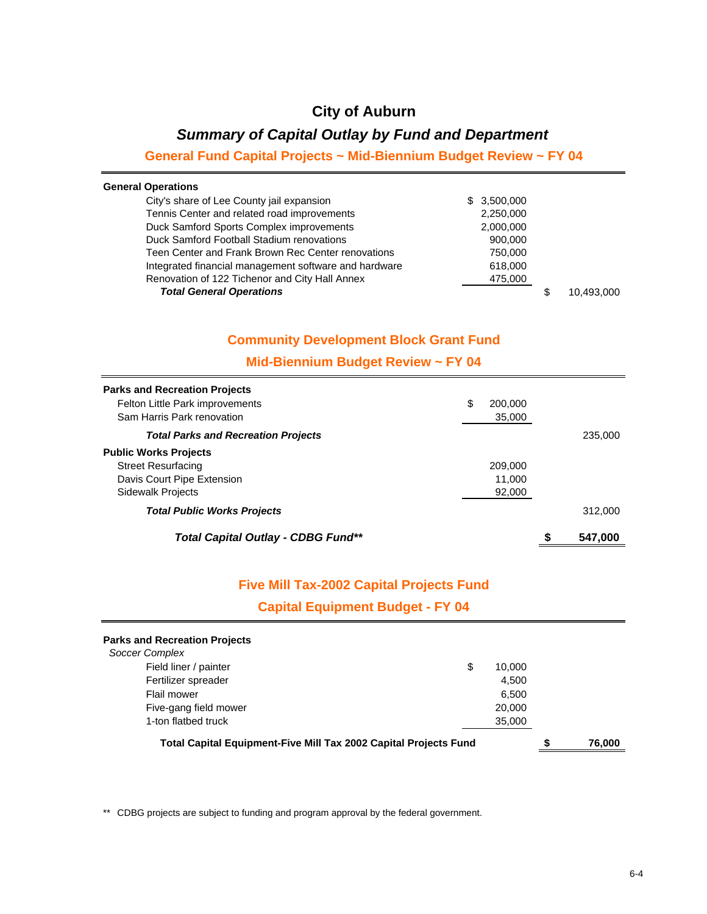# City of Auburn

## *Summary of Capital Outlay by Fund and Department*

### General Fund Capital Projects ~ Mid-Biennium Budget Review ~ FY 04

| | | |
|---|---|---|
| **General Operations** | | |
| City's share of Lee County jail expansion | $ 3,500,000 | |
| Tennis Center and related road improvements | 2,250,000 | |
| Duck Samford Sports Complex improvements | 2,000,000 | |
| Duck Samford Football Stadium renovations | 900,000 | |
| Teen Center and Frank Brown Rec Center renovations | 750,000 | |
| Integrated financial management software and hardware | 618,000 | |
| Renovation of 122 Tichenor and City Hall Annex | 475,000 | |
| ***Total General Operations*** | | $ 10,493,000 |

### Community Development Block Grant Fund

### Mid-Biennium Budget Review ~ FY 04

| | | |
|---|---|---|
| **Parks and Recreation Projects** | | |
| Felton Little Park improvements | $ 200,000 | |
| Sam Harris Park renovation | 35,000 | |
| ***Total Parks and Recreation Projects*** | | 235,000 |
| **Public Works Projects** | | |
| Street Resurfacing | 209,000 | |
| Davis Court Pipe Extension | 11,000 | |
| Sidewalk Projects | 92,000 | |
| ***Total Public Works Projects*** | | 312,000 |
| ***Total Capital Outlay - CDBG Fund\*\**** | | **$ 547,000** |

### Five Mill Tax-2002 Capital Projects Fund

### Capital Equipment Budget - FY 04

| | | |
|---|---|---|
| **Parks and Recreation Projects** | | |
| *Soccer Complex* | | |
| Field liner / painter | $ 10,000 | |
| Fertilizer spreader | 4,500 | |
| Flail mower | 6,500 | |
| Five-gang field mower | 20,000 | |
| 1-ton flatbed truck | 35,000 | |
| **Total Capital Equipment-Five Mill Tax 2002 Capital Projects Fund** | | **$ 76,000** |

** CDBG projects are subject to funding and program approval by the federal government.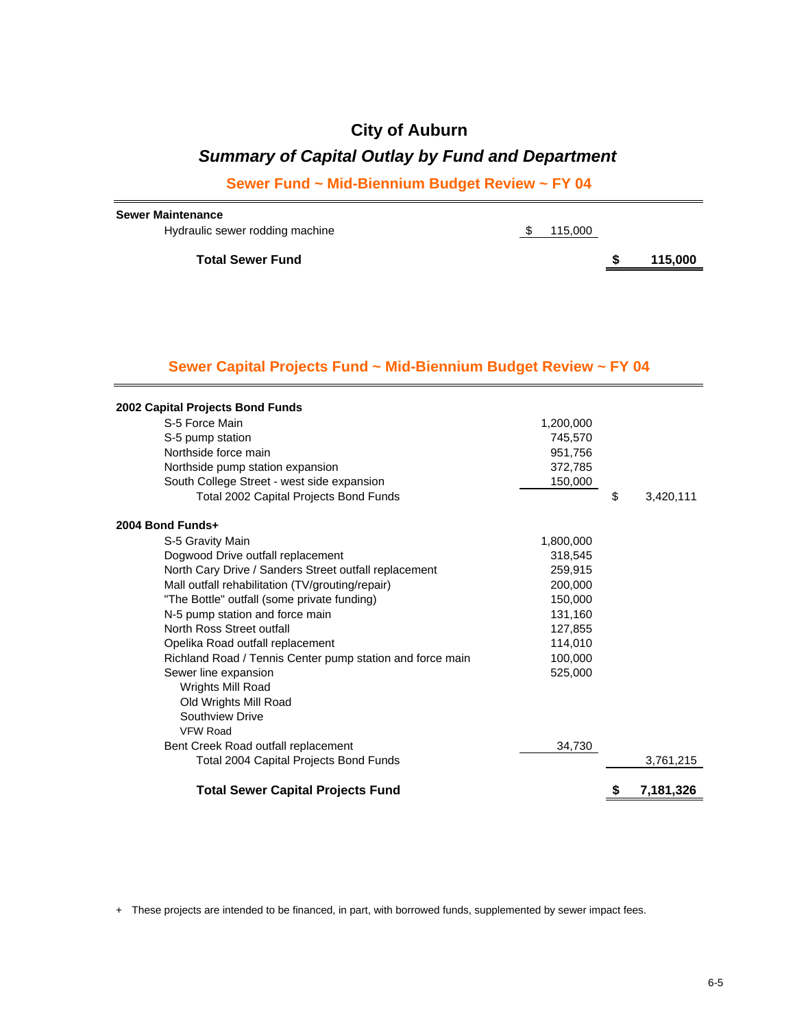# City of Auburn

## *Summary of Capital Outlay by Fund and Department*

### Sewer Fund ~ Mid-Biennium Budget Review ~ FY 04

| | | |
|---|---|---|
| **Sewer Maintenance** | | |
| Hydraulic sewer rodding machine | $ 115,000 | |
| **Total Sewer Fund** | | **$ 115,000** |

### Sewer Capital Projects Fund ~ Mid-Biennium Budget Review ~ FY 04

| | | |
|---|---|---|
| **2002 Capital Projects Bond Funds** | | |
| S-5 Force Main | 1,200,000 | |
| S-5 pump station | 745,570 | |
| Northside force main | 951,756 | |
| Northside pump station expansion | 372,785 | |
| South College Street - west side expansion | 150,000 | |
| Total 2002 Capital Projects Bond Funds | | $ 3,420,111 |
| **2004 Bond Funds+** | | |
| S-5 Gravity Main | 1,800,000 | |
| Dogwood Drive outfall replacement | 318,545 | |
| North Cary Drive / Sanders Street outfall replacement | 259,915 | |
| Mall outfall rehabilitation (TV/grouting/repair) | 200,000 | |
| "The Bottle" outfall (some private funding) | 150,000 | |
| N-5 pump station and force main | 131,160 | |
| North Ross Street outfall | 127,855 | |
| Opelika Road outfall replacement | 114,010 | |
| Richland Road / Tennis Center pump station and force main | 100,000 | |
| Sewer line expansion | 525,000 | |
| Wrights Mill Road | | |
| Old Wrights Mill Road | | |
| Southview Drive | | |
| VFW Road | | |
| Bent Creek Road outfall replacement | 34,730 | |
| Total 2004 Capital Projects Bond Funds | | 3,761,215 |
| **Total Sewer Capital Projects Fund** | | **$ 7,181,326** |

+ These projects are intended to be financed, in part, with borrowed funds, supplemented by sewer impact fees.